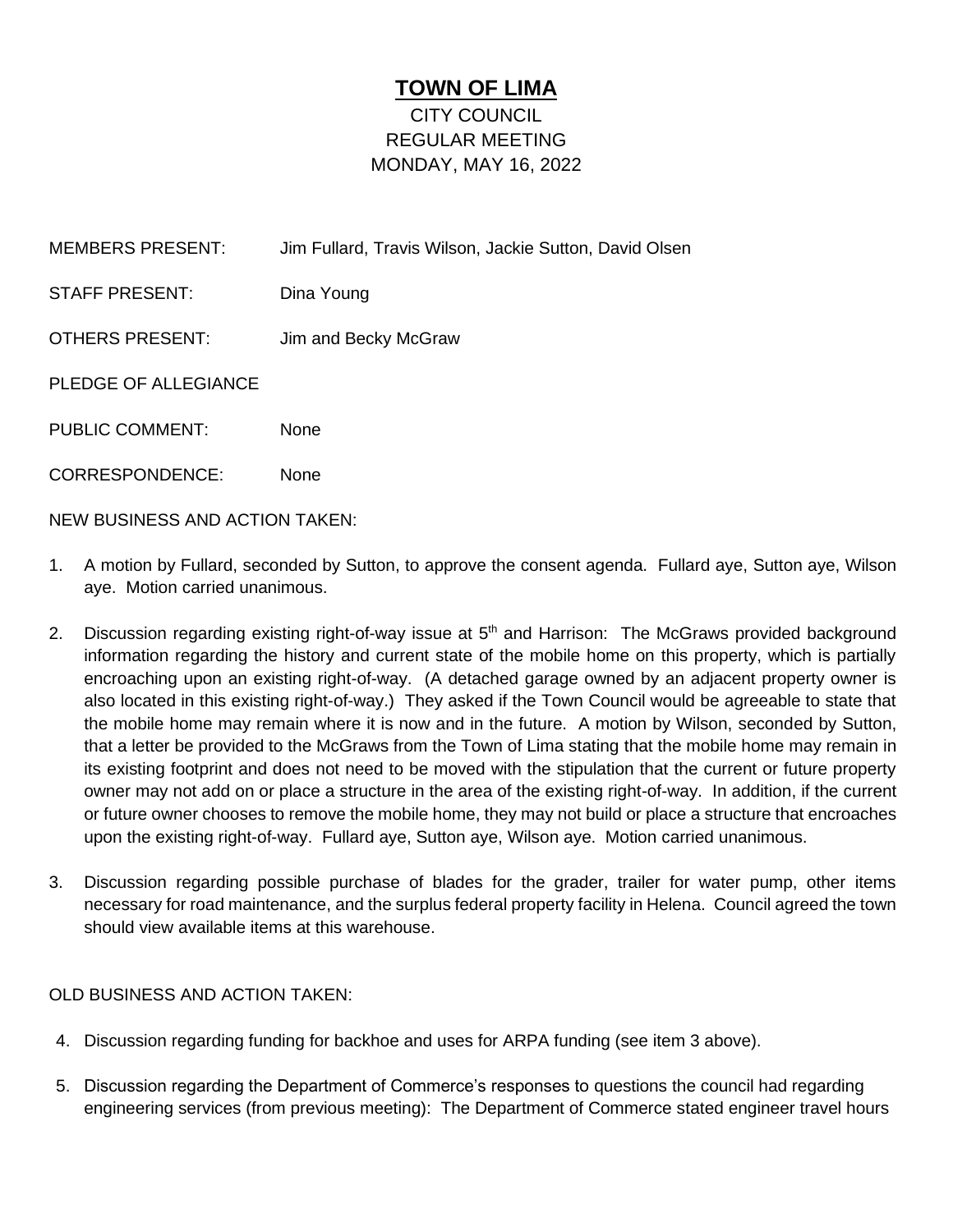# TOWN OF LIMA

CITY COUNCIL
REGULAR MEETING
MONDAY, MAY 16, 2022

MEMBERS PRESENT: Jim Fullard, Travis Wilson, Jackie Sutton, David Olsen

STAFF PRESENT: Dina Young

OTHERS PRESENT: Jim and Becky McGraw

PLEDGE OF ALLEGIANCE

PUBLIC COMMENT: None

CORRESPONDENCE: None

NEW BUSINESS AND ACTION TAKEN:

1. A motion by Fullard, seconded by Sutton, to approve the consent agenda. Fullard aye, Sutton aye, Wilson aye. Motion carried unanimous.

2. Discussion regarding existing right-of-way issue at 5th and Harrison: The McGraws provided background information regarding the history and current state of the mobile home on this property, which is partially encroaching upon an existing right-of-way. (A detached garage owned by an adjacent property owner is also located in this existing right-of-way.) They asked if the Town Council would be agreeable to state that the mobile home may remain where it is now and in the future. A motion by Wilson, seconded by Sutton, that a letter be provided to the McGraws from the Town of Lima stating that the mobile home may remain in its existing footprint and does not need to be moved with the stipulation that the current or future property owner may not add on or place a structure in the area of the existing right-of-way. In addition, if the current or future owner chooses to remove the mobile home, they may not build or place a structure that encroaches upon the existing right-of-way. Fullard aye, Sutton aye, Wilson aye. Motion carried unanimous.

3. Discussion regarding possible purchase of blades for the grader, trailer for water pump, other items necessary for road maintenance, and the surplus federal property facility in Helena. Council agreed the town should view available items at this warehouse.

OLD BUSINESS AND ACTION TAKEN:

4. Discussion regarding funding for backhoe and uses for ARPA funding (see item 3 above).

5. Discussion regarding the Department of Commerce's responses to questions the council had regarding engineering services (from previous meeting): The Department of Commerce stated engineer travel hours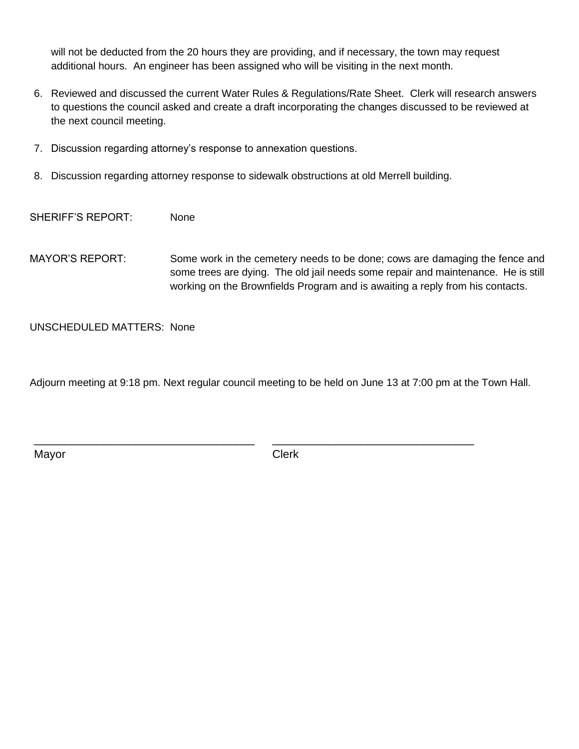will not be deducted from the 20 hours they are providing, and if necessary, the town may request additional hours. An engineer has been assigned who will be visiting in the next month.

6. Reviewed and discussed the current Water Rules & Regulations/Rate Sheet. Clerk will research answers to questions the council asked and create a draft incorporating the changes discussed to be reviewed at the next council meeting.

7. Discussion regarding attorney's response to annexation questions.

8. Discussion regarding attorney response to sidewalk obstructions at old Merrell building.

SHERIFF'S REPORT: None

MAYOR'S REPORT: Some work in the cemetery needs to be done; cows are damaging the fence and some trees are dying. The old jail needs some repair and maintenance. He is still working on the Brownfields Program and is awaiting a reply from his contacts.

UNSCHEDULED MATTERS: None

Adjourn meeting at 9:18 pm. Next regular council meeting to be held on June 13 at 7:00 pm at the Town Hall.

\_\_\_\_\_\_\_\_\_\_\_\_\_\_\_\_\_\_\_\_\_\_\_\_\_\_\_\_\_\_\_\_\_\_\_\_ \_\_\_\_\_\_\_\_\_\_\_\_\_\_\_\_\_\_\_\_\_\_\_\_\_\_\_\_\_\_\_\_\_\_

Mayor Clerk